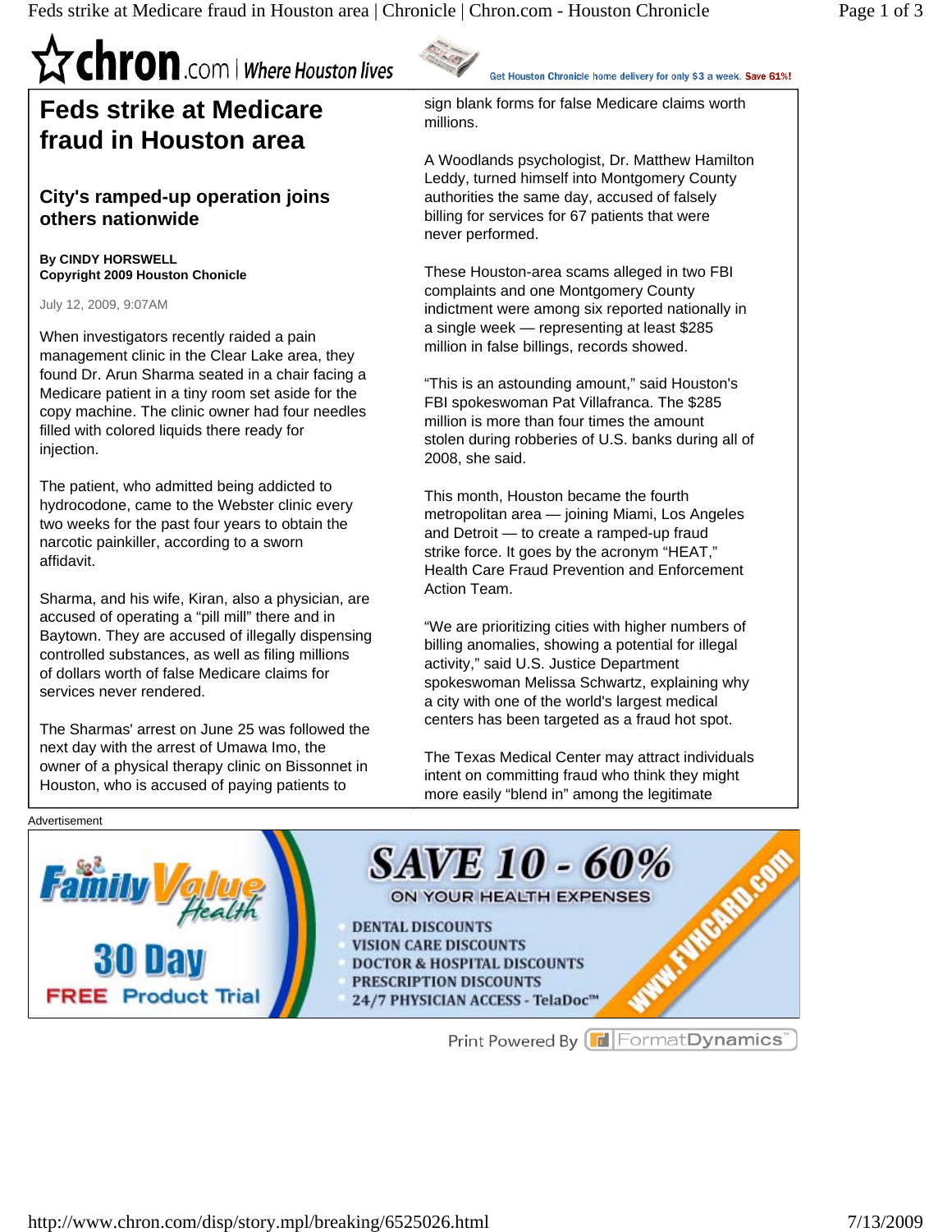# Feds strike at Medicare fraud in Houston area

## City's ramped-up operation joins others nationwide

**By CINDY HORSWELL**
**Copyright 2009 Houston Chonicle**

July 12, 2009, 9:07AM

When investigators recently raided a pain management clinic in the Clear Lake area, they found Dr. Arun Sharma seated in a chair facing a Medicare patient in a tiny room set aside for the copy machine. The clinic owner had four needles filled with colored liquids there ready for injection.

The patient, who admitted being addicted to hydrocodone, came to the Webster clinic every two weeks for the past four years to obtain the narcotic painkiller, according to a sworn affidavit.

Sharma, and his wife, Kiran, also a physician, are accused of operating a "pill mill" there and in Baytown. They are accused of illegally dispensing controlled substances, as well as filing millions of dollars worth of false Medicare claims for services never rendered.

The Sharmas' arrest on June 25 was followed the next day with the arrest of Umawa Imo, the owner of a physical therapy clinic on Bissonnet in Houston, who is accused of paying patients to sign blank forms for false Medicare claims worth millions.

A Woodlands psychologist, Dr. Matthew Hamilton Leddy, turned himself into Montgomery County authorities the same day, accused of falsely billing for services for 67 patients that were never performed.

These Houston-area scams alleged in two FBI complaints and one Montgomery County indictment were among six reported nationally in a single week — representing at least $285 million in false billings, records showed.

"This is an astounding amount," said Houston's FBI spokeswoman Pat Villafranca. The $285 million is more than four times the amount stolen during robberies of U.S. banks during all of 2008, she said.

This month, Houston became the fourth metropolitan area — joining Miami, Los Angeles and Detroit — to create a ramped-up fraud strike force. It goes by the acronym "HEAT," Health Care Fraud Prevention and Enforcement Action Team.

"We are prioritizing cities with higher numbers of billing anomalies, showing a potential for illegal activity," said U.S. Justice Department spokeswoman Melissa Schwartz, explaining why a city with one of the world's largest medical centers has been targeted as a fraud hot spot.

The Texas Medical Center may attract individuals intent on committing fraud who think they might more easily "blend in" among the legitimate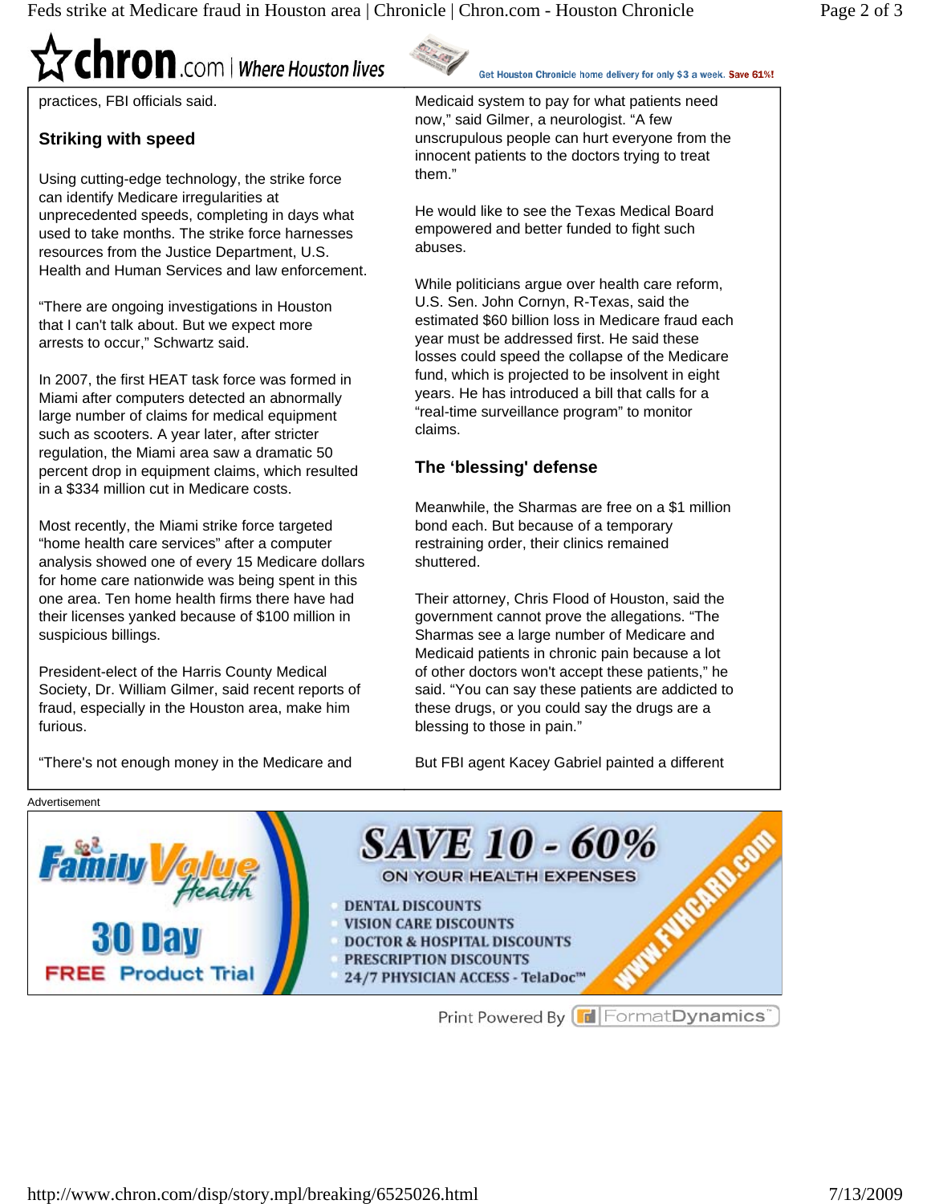practices, FBI officials said.

### Striking with speed

Using cutting-edge technology, the strike force can identify Medicare irregularities at unprecedented speeds, completing in days what used to take months. The strike force harnesses resources from the Justice Department, U.S. Health and Human Services and law enforcement.

"There are ongoing investigations in Houston that I can't talk about. But we expect more arrests to occur," Schwartz said.

In 2007, the first HEAT task force was formed in Miami after computers detected an abnormally large number of claims for medical equipment such as scooters. A year later, after stricter regulation, the Miami area saw a dramatic 50 percent drop in equipment claims, which resulted in a $334 million cut in Medicare costs.

Most recently, the Miami strike force targeted "home health care services" after a computer analysis showed one of every 15 Medicare dollars for home care nationwide was being spent in this one area. Ten home health firms there have had their licenses yanked because of $100 million in suspicious billings.

President-elect of the Harris County Medical Society, Dr. William Gilmer, said recent reports of fraud, especially in the Houston area, make him furious.

"There's not enough money in the Medicare and Medicaid system to pay for what patients need now," said Gilmer, a neurologist. "A few unscrupulous people can hurt everyone from the innocent patients to the doctors trying to treat them."

He would like to see the Texas Medical Board empowered and better funded to fight such abuses.

While politicians argue over health care reform, U.S. Sen. John Cornyn, R-Texas, said the estimated $60 billion loss in Medicare fraud each year must be addressed first. He said these losses could speed the collapse of the Medicare fund, which is projected to be insolvent in eight years. He has introduced a bill that calls for a "real-time surveillance program" to monitor claims.

### The 'blessing' defense

Meanwhile, the Sharmas are free on a $1 million bond each. But because of a temporary restraining order, their clinics remained shuttered.

Their attorney, Chris Flood of Houston, said the government cannot prove the allegations. "The Sharmas see a large number of Medicare and Medicaid patients in chronic pain because a lot of other doctors won't accept these patients," he said. "You can say these patients are addicted to these drugs, or you could say the drugs are a blessing to those in pain."

But FBI agent Kacey Gabriel painted a different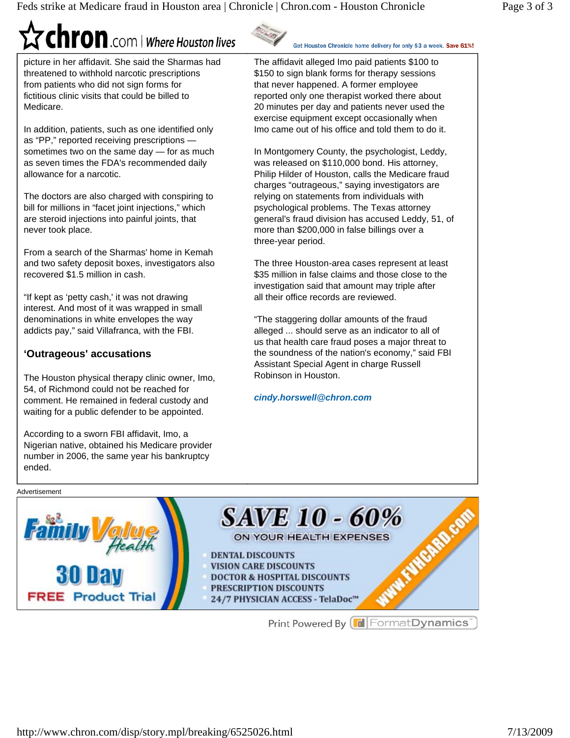picture in her affidavit. She said the Sharmas had threatened to withhold narcotic prescriptions from patients who did not sign forms for fictitious clinic visits that could be billed to Medicare.

In addition, patients, such as one identified only as “PP,” reported receiving prescriptions — sometimes two on the same day — for as much as seven times the FDA's recommended daily allowance for a narcotic.

The doctors are also charged with conspiring to bill for millions in “facet joint injections,” which are steroid injections into painful joints, that never took place.

From a search of the Sharmas' home in Kemah and two safety deposit boxes, investigators also recovered $1.5 million in cash.

“If kept as ‘petty cash,' it was not drawing interest. And most of it was wrapped in small denominations in white envelopes the way addicts pay,” said Villafranca, with the FBI.

### ‘Outrageous' accusations

The Houston physical therapy clinic owner, Imo, 54, of Richmond could not be reached for comment. He remained in federal custody and waiting for a public defender to be appointed.

According to a sworn FBI affidavit, Imo, a Nigerian native, obtained his Medicare provider number in 2006, the same year his bankruptcy ended.

The affidavit alleged Imo paid patients $100 to $150 to sign blank forms for therapy sessions that never happened. A former employee reported only one therapist worked there about 20 minutes per day and patients never used the exercise equipment except occasionally when Imo came out of his office and told them to do it.

In Montgomery County, the psychologist, Leddy, was released on $110,000 bond. His attorney, Philip Hilder of Houston, calls the Medicare fraud charges “outrageous,” saying investigators are relying on statements from individuals with psychological problems. The Texas attorney general's fraud division has accused Leddy, 51, of more than $200,000 in false billings over a three-year period.

The three Houston-area cases represent at least $35 million in false claims and those close to the investigation said that amount may triple after all their office records are reviewed.

“The staggering dollar amounts of the fraud alleged ... should serve as an indicator to all of us that health care fraud poses a major threat to the soundness of the nation's economy,” said FBI Assistant Special Agent in charge Russell Robinson in Houston.

***cindy.horswell@chron.com***